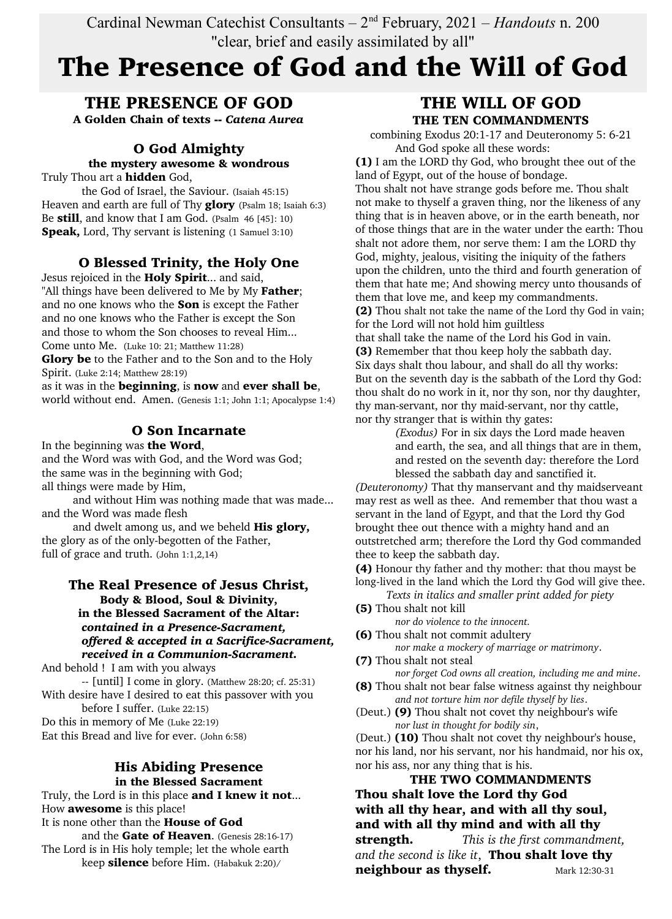Cardinal Newman Catechist Consultants – 2nd February, 2021 – *Handouts* n. 200
"clear, brief and easily assimilated by all"

# The Presence of God and the Will of God

## THE PRESENCE OF GOD

**A Golden Chain of texts -- *Catena Aurea***

### O God Almighty

**the mystery awesome & wondrous**

Truly Thou art a **hidden** God,
the God of Israel, the Saviour. (Isaiah 45:15)
Heaven and earth are full of Thy **glory** (Psalm 18; Isaiah 6:3)
Be **still**, and know that I am God. (Psalm 46 [45]: 10)
**Speak,** Lord, Thy servant is listening (1 Samuel 3:10)

### O Blessed Trinity, the Holy One

Jesus rejoiced in the **Holy Spirit**... and said,
"All things have been delivered to Me by My **Father**;
and no one knows who the **Son** is except the Father
and no one knows who the Father is except the Son
and those to whom the Son chooses to reveal Him...
Come unto Me. (Luke 10: 21; Matthew 11:28)
**Glory be** to the Father and to the Son and to the Holy Spirit. (Luke 2:14; Matthew 28:19)
as it was in the **beginning**, is **now** and **ever shall be**, world without end. Amen. (Genesis 1:1; John 1:1; Apocalypse 1:4)

### O Son Incarnate

In the beginning was **the Word**,
and the Word was with God, and the Word was God;
the same was in the beginning with God;
all things were made by Him,
and without Him was nothing made that was made...
and the Word was made flesh
and dwelt among us, and we beheld **His glory,**
the glory as of the only-begotten of the Father,
full of grace and truth. (John 1:1,2,14)

### The Real Presence of Jesus Christ,

**Body & Blood, Soul & Divinity,**
**in the Blessed Sacrament of the Altar:**
***contained in a Presence-Sacrament,***
***offered & accepted in a Sacrifice-Sacrament,***
***received in a Communion-Sacrament.***

And behold ! I am with you always
-- [until] I come in glory. (Matthew 28:20; cf. 25:31)
With desire have I desired to eat this passover with you
before I suffer. (Luke 22:15)
Do this in memory of Me (Luke 22:19)
Eat this Bread and live for ever. (John 6:58)

### His Abiding Presence

**in the Blessed Sacrament**

Truly, the Lord is in this place **and I knew it not**...
How **awesome** is this place!
It is none other than the **House of God**
and the **Gate of Heaven**. (Genesis 28:16-17)
The Lord is in His holy temple; let the whole earth
keep **silence** before Him. (Habakuk 2:20)/

## THE WILL OF GOD

### THE TEN COMMANDMENTS

combining Exodus 20:1-17 and Deuteronomy 5: 6-21

And God spoke all these words:

**(1)** I am the LORD thy God, who brought thee out of the land of Egypt, out of the house of bondage.
Thou shalt not have strange gods before me. Thou shalt not make to thyself a graven thing, nor the likeness of any thing that is in heaven above, or in the earth beneath, nor of those things that are in the water under the earth: Thou shalt not adore them, nor serve them: I am the LORD thy God, mighty, jealous, visiting the iniquity of the fathers upon the children, unto the third and fourth generation of them that hate me; And showing mercy unto thousands of them that love me, and keep my commandments.

**(2)** Thou shalt not take the name of the Lord thy God in vain; for the Lord will not hold him guiltless
that shall take the name of the Lord his God in vain.

**(3)** Remember that thou keep holy the sabbath day.
Six days shalt thou labour, and shall do all thy works:
But on the seventh day is the sabbath of the Lord thy God:
thou shalt do no work in it, nor thy son, nor thy daughter,
thy man-servant, nor thy maid-servant, nor thy cattle,
nor thy stranger that is within thy gates:

> *(Exodus)* For in six days the Lord made heaven and earth, the sea, and all things that are in them, and rested on the seventh day: therefore the Lord blessed the sabbath day and sanctified it.

*(Deuteronomy)* That thy manservant and thy maidserveant may rest as well as thee. And remember that thou wast a servant in the land of Egypt, and that the Lord thy God brought thee out thence with a mighty hand and an outstretched arm; therefore the Lord thy God commanded thee to keep the sabbath day.

**(4)** Honour thy father and thy mother: that thou mayst be long-lived in the land which the Lord thy God will give thee.

*Texts in italics and smaller print added for piety*

**(5)** Thou shalt not kill
*nor do violence to the innocent.*

**(6)** Thou shalt not commit adultery
*nor make a mockery of marriage or matrimony*.

**(7)** Thou shalt not steal
*nor forget God owns all creation, including me and mine*.

**(8)** Thou shalt not bear false witness against thy neighbour
*and not torture him nor defile thyself by lies*.

(Deut.) **(9)** Thou shalt not covet thy neighbour's wife
*nor lust in thought for bodily sin*,

(Deut.) **(10)** Thou shalt not covet thy neighbour's house, nor his land, nor his servant, nor his handmaid, nor his ox, nor his ass, nor any thing that is his.

### THE TWO COMMANDMENTS

**Thou shalt love the Lord thy God with all thy hear, and with all thy soul, and with all thy mind and with all thy strength.** *This is the first commandment, and the second is like it*, **Thou shalt love thy neighbour as thyself.** Mark 12:30-31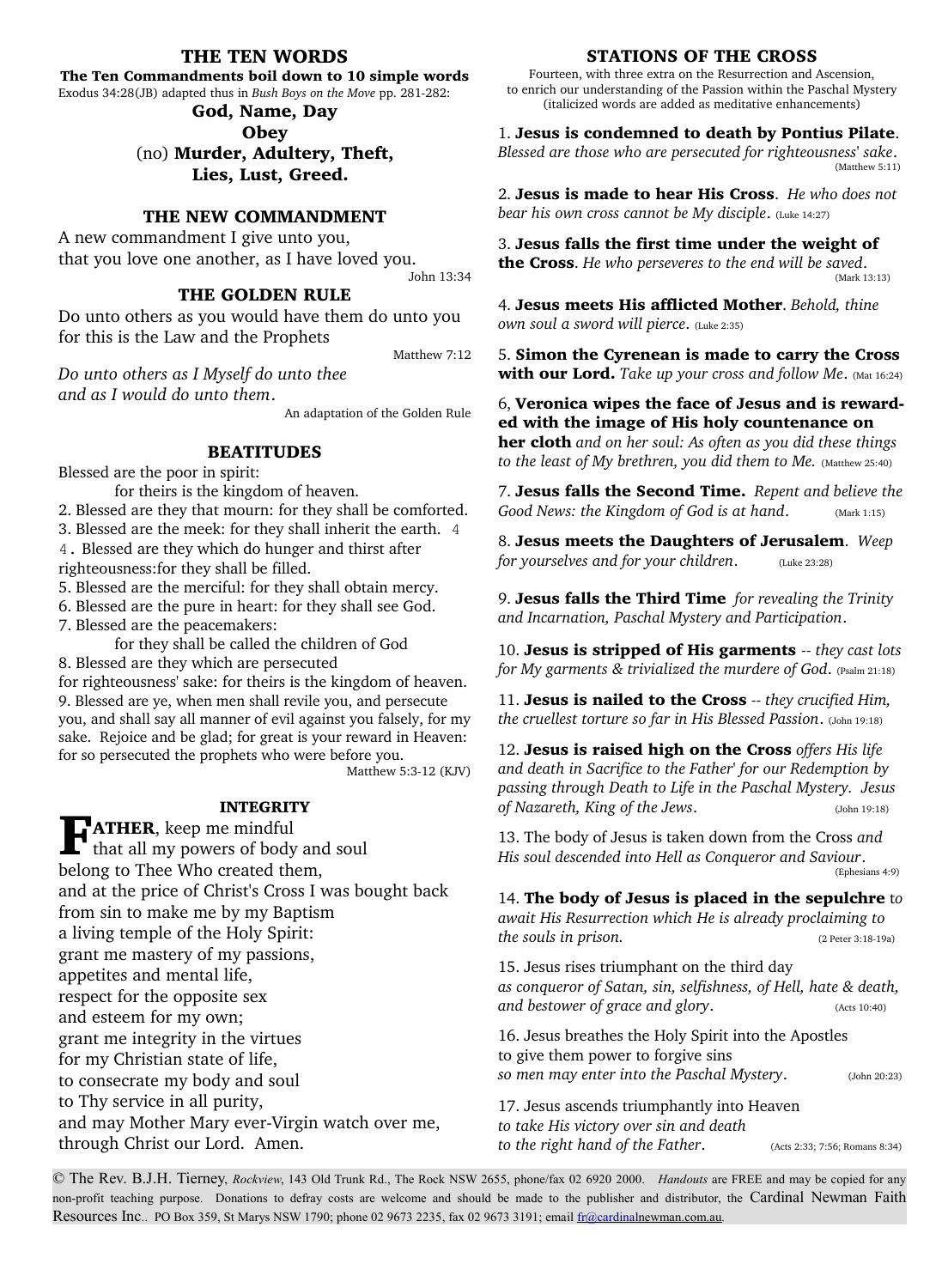## THE TEN WORDS

**The Ten Commandments boil down to 10 simple words**

Exodus 34:28(JB) adapted thus in *Bush Boys on the Move* pp. 281-282:

**God, Name, Day**
**Obey**
(no) **Murder, Adultery, Theft,**
**Lies, Lust, Greed.**

## THE NEW COMMANDMENT

A new commandment I give unto you,
that you love one another, as I have loved you.

John 13:34

## THE GOLDEN RULE

Do unto others as you would have them do unto you
for this is the Law and the Prophets

Matthew 7:12

*Do unto others as I Myself do unto thee*
*and as I would do unto them.*

An adaptation of the Golden Rule

## BEATITUDES

Blessed are the poor in spirit:
for theirs is the kingdom of heaven.
2. Blessed are they that mourn: for they shall be comforted.
3. Blessed are the meek: for they shall inherit the earth. 4
4. Blessed are they which do hunger and thirst after righteousness:for they shall be filled.
5. Blessed are the merciful: for they shall obtain mercy.
6. Blessed are the pure in heart: for they shall see God.
7. Blessed are the peacemakers:
for they shall be called the children of God
8. Blessed are they which are persecuted
for righteousness' sake: for theirs is the kingdom of heaven.
9. Blessed are ye, when men shall revile you, and persecute you, and shall say all manner of evil against you falsely, for my sake. Rejoice and be glad; for great is your reward in Heaven: for so persecuted the prophets who were before you.

Matthew 5:3-12 (KJV)

## INTEGRITY

**FATHER**, keep me mindful
that all my powers of body and soul
belong to Thee Who created them,
and at the price of Christ's Cross I was bought back
from sin to make me by my Baptism
a living temple of the Holy Spirit:
grant me mastery of my passions,
appetites and mental life,
respect for the opposite sex
and esteem for my own;
grant me integrity in the virtues
for my Christian state of life,
to consecrate my body and soul
to Thy service in all purity,
and may Mother Mary ever-Virgin watch over me,
through Christ our Lord. Amen.

## STATIONS OF THE CROSS

Fourteen, with three extra on the Resurrection and Ascension,
to enrich our understanding of the Passion within the Paschal Mystery
(italicized words are added as meditative enhancements)

1. **Jesus is condemned to death by Pontius Pilate**. *Blessed are those who are persecuted for righteousness' sake.* (Matthew 5:11)

2. **Jesus is made to hear His Cross**. *He who does not bear his own cross cannot be My disciple.* (Luke 14:27)

3. **Jesus falls the first time under the weight of the Cross**. *He who perseveres to the end will be saved.* (Mark 13:13)

4. **Jesus meets His afflicted Mother**. *Behold, thine own soul a sword will pierce.* (Luke 2:35)

5. **Simon the Cyrenean is made to carry the Cross with our Lord.** *Take up your cross and follow Me.* (Mat 16:24)

6, **Veronica wipes the face of Jesus and is rewarded with the image of His holy countenance on her cloth** *and on her soul: As often as you did these things to the least of My brethren, you did them to Me.* (Matthew 25:40)

7. **Jesus falls the Second Time.** *Repent and believe the Good News: the Kingdom of God is at hand.* (Mark 1:15)

8. **Jesus meets the Daughters of Jerusalem**. *Weep for yourselves and for your children.* (Luke 23:28)

9. **Jesus falls the Third Time** *for revealing the Trinity and Incarnation, Paschal Mystery and Participation.*

10. **Jesus is stripped of His garments** -- *they cast lots for My garments & trivialized the murdere of God.* (Psalm 21:18)

11. **Jesus is nailed to the Cross** -- *they crucified Him, the cruellest torture so far in His Blessed Passion.* (John 19:18)

12. **Jesus is raised high on the Cross** *offers His life and death in Sacrifice to the Father' for our Redemption by passing through Death to Life in the Paschal Mystery. Jesus of Nazareth, King of the Jews.* (John 19:18)

13. The body of Jesus is taken down from the Cross *and His soul descended into Hell as Conqueror and Saviour.* (Ephesians 4:9)

14. **The body of Jesus is placed in the sepulchre** *to await His Resurrection which He is already proclaiming to the souls in prison.* (2 Peter 3:18-19a)

15. Jesus rises triumphant on the third day *as conqueror of Satan, sin, selfishness, of Hell, hate & death, and bestower of grace and glory.* (Acts 10:40)

16. Jesus breathes the Holy Spirit into the Apostles to give them power to forgive sins *so men may enter into the Paschal Mystery.* (John 20:23)

17. Jesus ascends triumphantly into Heaven *to take His victory over sin and death to the right hand of the Father.* (Acts 2:33; 7:56; Romans 8:34)

© The Rev. B.J.H. Tierney, *Rockview*, 143 Old Trunk Rd., The Rock NSW 2655, phone/fax 02 6920 2000. *Handouts* are FREE and may be copied for any non-profit teaching purpose. Donations to defray costs are welcome and should be made to the publisher and distributor, the Cardinal Newman Faith Resources Inc.. PO Box 359, St Marys NSW 1790; phone 02 9673 2235, fax 02 9673 3191; email fr@cardinalnewman.com.au.